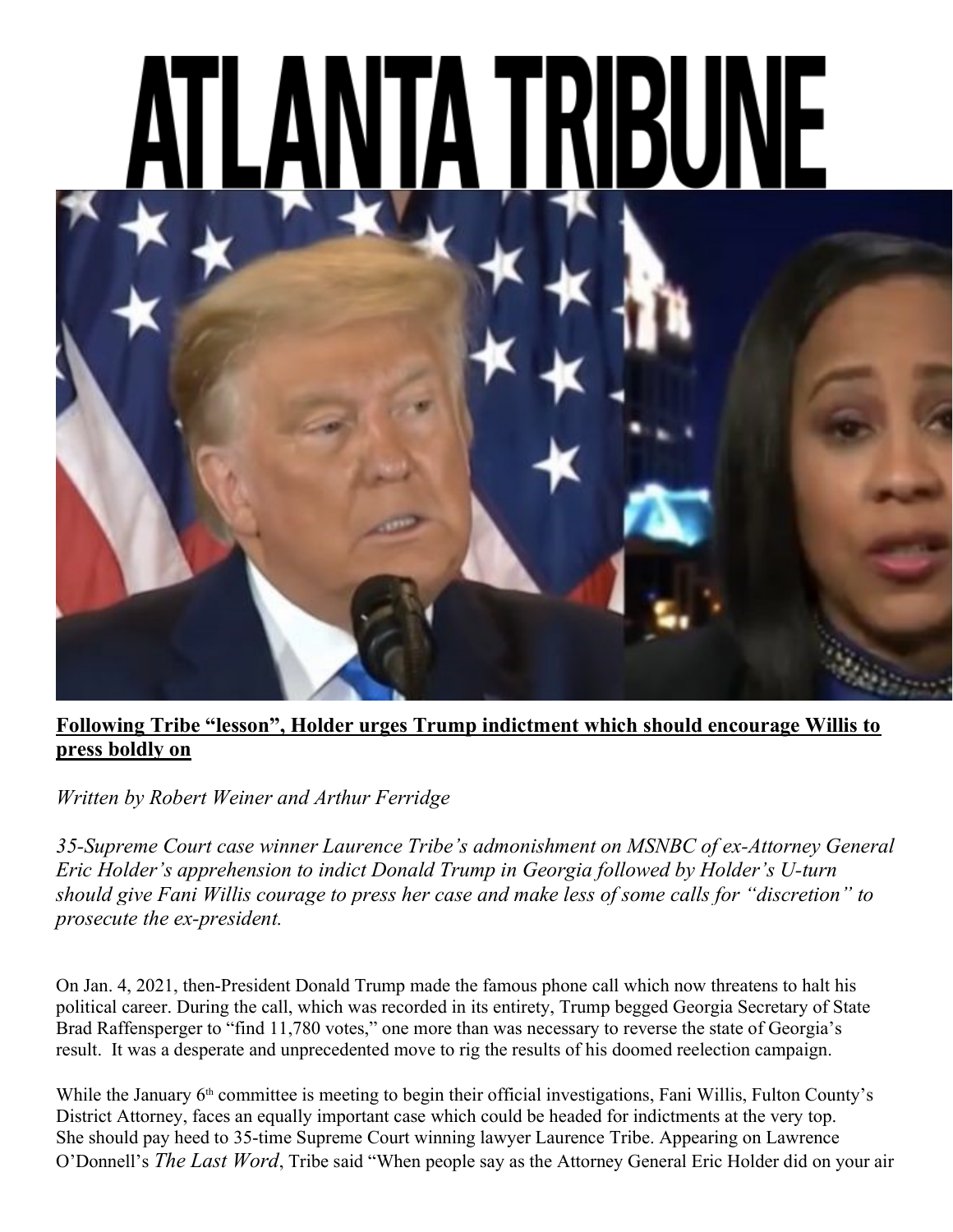# ATLANTA TRIBUNE

**Following Tribe "lesson", Holder urges Trump indictment which should encourage Willis to press boldly on**

*Written by Robert Weiner and Arthur Ferridge*

*35-Supreme Court case winner Laurence Tribe's admonishment on MSNBC of ex-Attorney General Eric Holder's apprehension to indict Donald Trump in Georgia followed by Holder's U-turn should give Fani Willis courage to press her case and make less of some calls for "discretion" to prosecute the ex-president.*

On Jan. 4, 2021, then-President Donald Trump made the famous phone call which now threatens to halt his political career. During the call, which was recorded in its entirety, Trump begged Georgia Secretary of State Brad Raffensperger to "find 11,780 votes," one more than was necessary to reverse the state of Georgia's result. It was a desperate and unprecedented move to rig the results of his doomed reelection campaign.

While the January 6th committee is meeting to begin their official investigations, Fani Willis, Fulton County's District Attorney, faces an equally important case which could be headed for indictments at the very top. She should pay heed to 35-time Supreme Court winning lawyer Laurence Tribe. Appearing on Lawrence O'Donnell's *The Last Word*, Tribe said "When people say as the Attorney General Eric Holder did on your air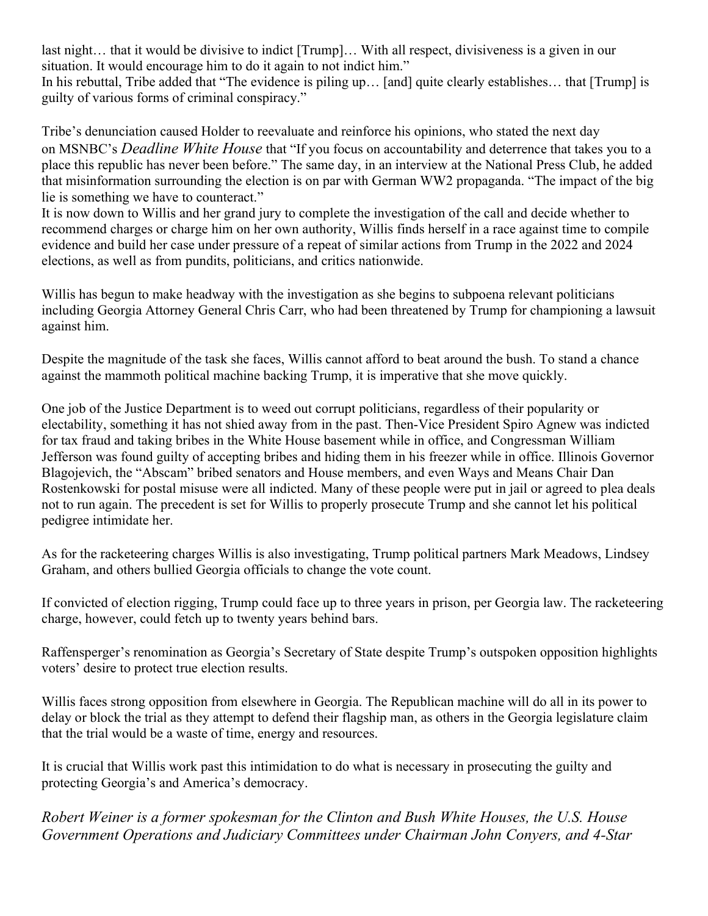last night… that it would be divisive to indict [Trump]… With all respect, divisiveness is a given in our situation. It would encourage him to do it again to not indict him."
In his rebuttal, Tribe added that "The evidence is piling up… [and] quite clearly establishes… that [Trump] is guilty of various forms of criminal conspiracy."

Tribe's denunciation caused Holder to reevaluate and reinforce his opinions, who stated the next day on MSNBC's *Deadline White House* that "If you focus on accountability and deterrence that takes you to a place this republic has never been before." The same day, in an interview at the National Press Club, he added that misinformation surrounding the election is on par with German WW2 propaganda. "The impact of the big lie is something we have to counteract."
It is now down to Willis and her grand jury to complete the investigation of the call and decide whether to recommend charges or charge him on her own authority, Willis finds herself in a race against time to compile evidence and build her case under pressure of a repeat of similar actions from Trump in the 2022 and 2024 elections, as well as from pundits, politicians, and critics nationwide.

Willis has begun to make headway with the investigation as she begins to subpoena relevant politicians including Georgia Attorney General Chris Carr, who had been threatened by Trump for championing a lawsuit against him.

Despite the magnitude of the task she faces, Willis cannot afford to beat around the bush. To stand a chance against the mammoth political machine backing Trump, it is imperative that she move quickly.

One job of the Justice Department is to weed out corrupt politicians, regardless of their popularity or electability, something it has not shied away from in the past. Then-Vice President Spiro Agnew was indicted for tax fraud and taking bribes in the White House basement while in office, and Congressman William Jefferson was found guilty of accepting bribes and hiding them in his freezer while in office. Illinois Governor Blagojevich, the "Abscam" bribed senators and House members, and even Ways and Means Chair Dan Rostenkowski for postal misuse were all indicted. Many of these people were put in jail or agreed to plea deals not to run again. The precedent is set for Willis to properly prosecute Trump and she cannot let his political pedigree intimidate her.

As for the racketeering charges Willis is also investigating, Trump political partners Mark Meadows, Lindsey Graham, and others bullied Georgia officials to change the vote count.

If convicted of election rigging, Trump could face up to three years in prison, per Georgia law. The racketeering charge, however, could fetch up to twenty years behind bars.

Raffensperger's renomination as Georgia's Secretary of State despite Trump's outspoken opposition highlights voters' desire to protect true election results.

Willis faces strong opposition from elsewhere in Georgia. The Republican machine will do all in its power to delay or block the trial as they attempt to defend their flagship man, as others in the Georgia legislature claim that the trial would be a waste of time, energy and resources.

It is crucial that Willis work past this intimidation to do what is necessary in prosecuting the guilty and protecting Georgia's and America's democracy.

*Robert Weiner is a former spokesman for the Clinton and Bush White Houses, the U.S. House Government Operations and Judiciary Committees under Chairman John Conyers, and 4-Star*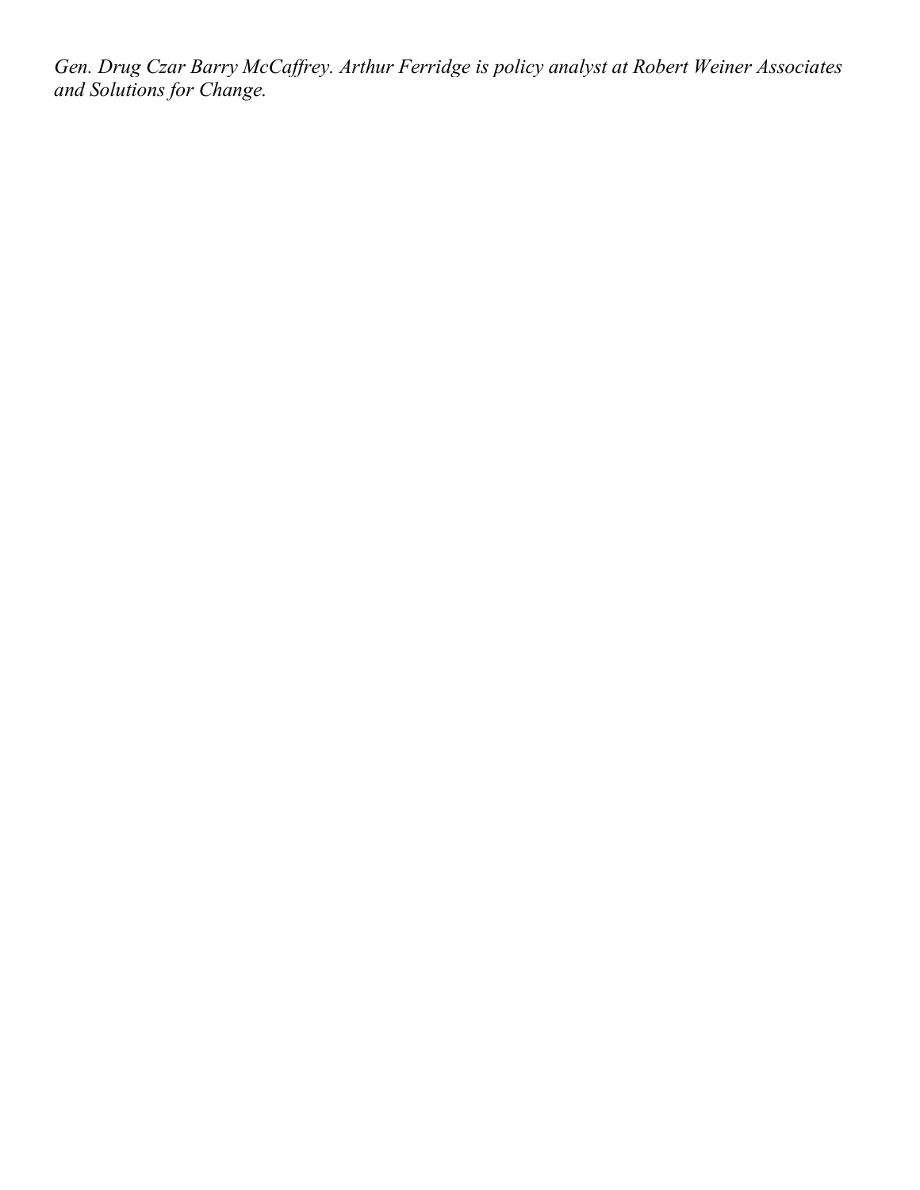*Gen. Drug Czar Barry McCaffrey. Arthur Ferridge is policy analyst at Robert Weiner Associates and Solutions for Change.*